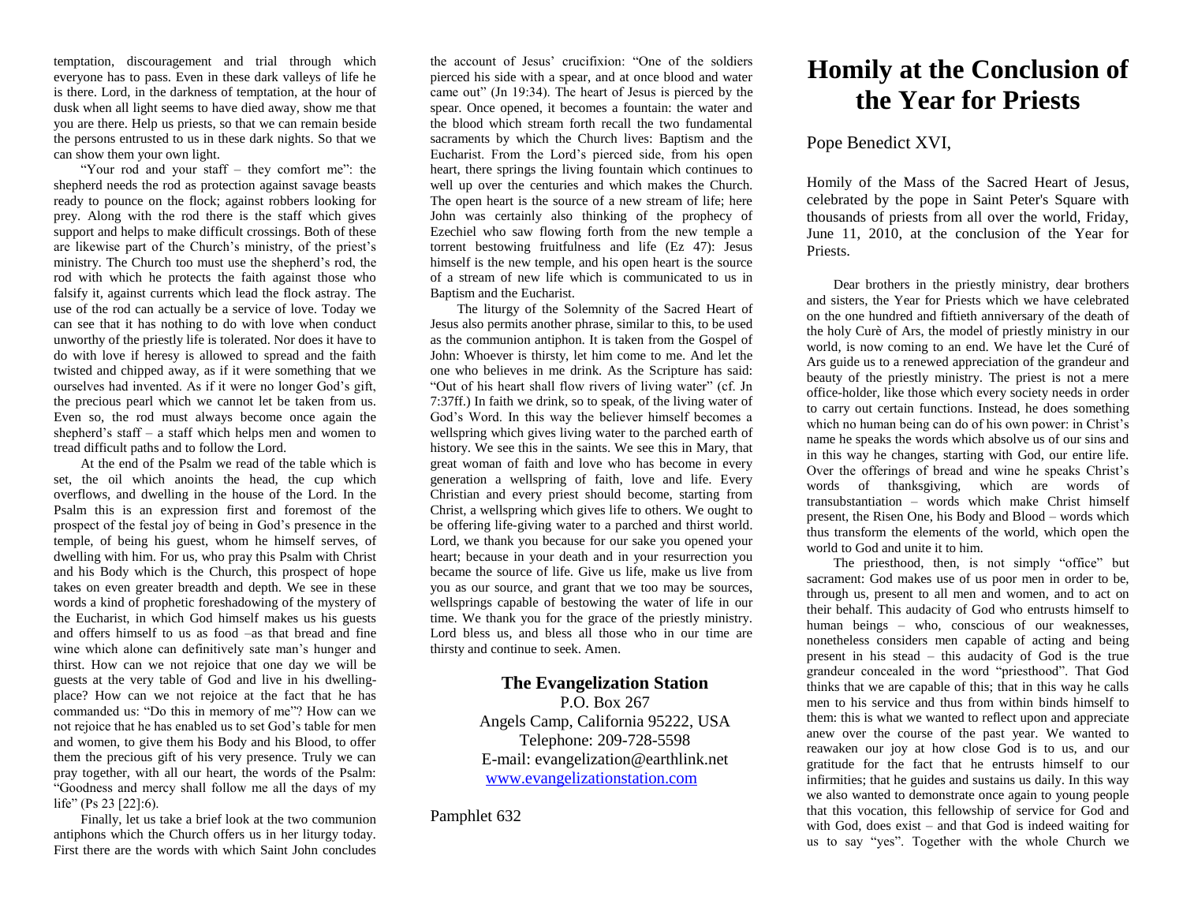temptation, discouragement and trial through which everyone has to pass. Even in these dark valleys of life he is there. Lord, in the darkness of temptation, at the hour of dusk when all light seems to have died away, show me that you are there. Help us priests, so that we can remain beside the persons entrusted to us in these dark nights. So that we can show them your own light.

"Your rod and your staff – they comfort me": the shepherd needs the rod as protection against savage beasts ready to pounce on the flock; against robbers looking for prey. Along with the rod there is the staff which gives support and helps to make difficult crossings. Both of these are likewise part of the Church's ministry, of the priest's ministry. The Church too must use the shepherd's rod, the rod with which he protects the faith against those who falsify it, against currents which lead the flock astray. The use of the rod can actually be a service of love. Today we can see that it has nothing to do with love when conduct unworthy of the priestly life is tolerated. Nor does it have to do with love if heresy is allowed to spread and the faith twisted and chipped away, as if it were something that we ourselves had invented. As if it were no longer God's gift, the precious pearl which we cannot let be taken from us. Even so, the rod must always become once again the shepherd's staff – a staff which helps men and women to tread difficult paths and to follow the Lord.

At the end of the Psalm we read of the table which is set, the oil which anoints the head, the cup which overflows, and dwelling in the house of the Lord. In the Psalm this is an expression first and foremost of the prospect of the festal joy of being in God's presence in the temple, of being his guest, whom he himself serves, of dwelling with him. For us, who pray this Psalm with Christ and his Body which is the Church, this prospect of hope takes on even greater breadth and depth. We see in these words a kind of prophetic foreshadowing of the mystery of the Eucharist, in which God himself makes us his guests and offers himself to us as food –as that bread and fine wine which alone can definitively sate man's hunger and thirst. How can we not rejoice that one day we will be guests at the very table of God and live in his dwelling-place? How can we not rejoice at the fact that he has commanded us: "Do this in memory of me"? How can we not rejoice that he has enabled us to set God's table for men and women, to give them his Body and his Blood, to offer them the precious gift of his very presence. Truly we can pray together, with all our heart, the words of the Psalm: "Goodness and mercy shall follow me all the days of my life" (Ps 23 [22]:6).

Finally, let us take a brief look at the two communion antiphons which the Church offers us in her liturgy today. First there are the words with which Saint John concludes the account of Jesus' crucifixion: "One of the soldiers pierced his side with a spear, and at once blood and water came out" (Jn 19:34). The heart of Jesus is pierced by the spear. Once opened, it becomes a fountain: the water and the blood which stream forth recall the two fundamental sacraments by which the Church lives: Baptism and the Eucharist. From the Lord's pierced side, from his open heart, there springs the living fountain which continues to well up over the centuries and which makes the Church. The open heart is the source of a new stream of life; here John was certainly also thinking of the prophecy of Ezechiel who saw flowing forth from the new temple a torrent bestowing fruitfulness and life (Ez 47): Jesus himself is the new temple, and his open heart is the source of a stream of new life which is communicated to us in Baptism and the Eucharist.

The liturgy of the Solemnity of the Sacred Heart of Jesus also permits another phrase, similar to this, to be used as the communion antiphon. It is taken from the Gospel of John: Whoever is thirsty, let him come to me. And let the one who believes in me drink. As the Scripture has said: "Out of his heart shall flow rivers of living water" (cf. Jn 7:37ff.) In faith we drink, so to speak, of the living water of God's Word. In this way the believer himself becomes a wellspring which gives living water to the parched earth of history. We see this in the saints. We see this in Mary, that great woman of faith and love who has become in every generation a wellspring of faith, love and life. Every Christian and every priest should become, starting from Christ, a wellspring which gives life to others. We ought to be offering life-giving water to a parched and thirst world. Lord, we thank you because for our sake you opened your heart; because in your death and in your resurrection you became the source of life. Give us life, make us live from you as our source, and grant that we too may be sources, wellsprings capable of bestowing the water of life in our time. We thank you for the grace of the priestly ministry. Lord bless us, and bless all those who in our time are thirsty and continue to seek. Amen.

**The Evangelization Station**
P.O. Box 267
Angels Camp, California 95222, USA
Telephone: 209-728-5598
E-mail: evangelization@earthlink.net
www.evangelizationstation.com

Pamphlet 632

# Homily at the Conclusion of the Year for Priests

Pope Benedict XVI,

Homily of the Mass of the Sacred Heart of Jesus, celebrated by the pope in Saint Peter's Square with thousands of priests from all over the world, Friday, June 11, 2010, at the conclusion of the Year for Priests.

Dear brothers in the priestly ministry, dear brothers and sisters, the Year for Priests which we have celebrated on the one hundred and fiftieth anniversary of the death of the holy Curè of Ars, the model of priestly ministry in our world, is now coming to an end. We have let the Curé of Ars guide us to a renewed appreciation of the grandeur and beauty of the priestly ministry. The priest is not a mere office-holder, like those which every society needs in order to carry out certain functions. Instead, he does something which no human being can do of his own power: in Christ's name he speaks the words which absolve us of our sins and in this way he changes, starting with God, our entire life. Over the offerings of bread and wine he speaks Christ's words of thanksgiving, which are words of transubstantiation – words which make Christ himself present, the Risen One, his Body and Blood – words which thus transform the elements of the world, which open the world to God and unite it to him.

The priesthood, then, is not simply "office" but sacrament: God makes use of us poor men in order to be, through us, present to all men and women, and to act on their behalf. This audacity of God who entrusts himself to human beings – who, conscious of our weaknesses, nonetheless considers men capable of acting and being present in his stead – this audacity of God is the true grandeur concealed in the word "priesthood". That God thinks that we are capable of this; that in this way he calls men to his service and thus from within binds himself to them: this is what we wanted to reflect upon and appreciate anew over the course of the past year. We wanted to reawaken our joy at how close God is to us, and our gratitude for the fact that he entrusts himself to our infirmities; that he guides and sustains us daily. In this way we also wanted to demonstrate once again to young people that this vocation, this fellowship of service for God and with God, does exist – and that God is indeed waiting for us to say "yes". Together with the whole Church we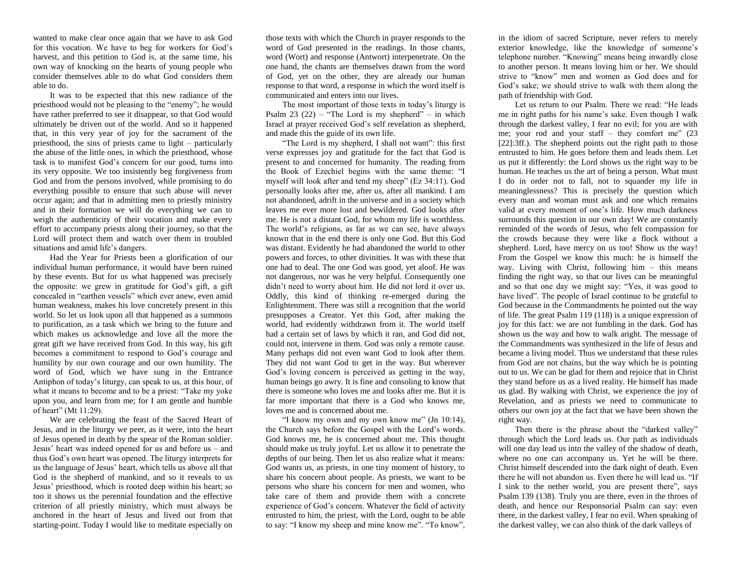wanted to make clear once again that we have to ask God for this vocation. We have to beg for workers for God's harvest, and this petition to God is, at the same time, his own way of knocking on the hearts of young people who consider themselves able to do what God considers them able to do.

It was to be expected that this new radiance of the priesthood would not be pleasing to the "enemy"; he would have rather preferred to see it disappear, so that God would ultimately be driven out of the world. And so it happened that, in this very year of joy for the sacrament of the priesthood, the sins of priests came to light – particularly the abuse of the little ones, in which the priesthood, whose task is to manifest God's concern for our good, turns into its very opposite. We too insistently beg forgiveness from God and from the persons involved, while promising to do everything possible to ensure that such abuse will never occur again; and that in admitting men to priestly ministry and in their formation we will do everything we can to weigh the authenticity of their vocation and make every effort to accompany priests along their journey, so that the Lord will protect them and watch over them in troubled situations and amid life's dangers.

Had the Year for Priests been a glorification of our individual human performance, it would have been ruined by these events. But for us what happened was precisely the opposite: we grew in gratitude for God's gift, a gift concealed in "earthen vessels" which ever anew, even amid human weakness, makes his love concretely present in this world. So let us look upon all that happened as a summons to purification, as a task which we bring to the future and which makes us acknowledge and love all the more the great gift we have received from God. In this way, his gift becomes a commitment to respond to God's courage and humility by our own courage and our own humility. The word of God, which we have sung in the Entrance Antiphon of today's liturgy, can speak to us, at this hour, of what it means to become and to be a priest: "Take my yoke upon you, and learn from me; for I am gentle and humble of heart" (Mt 11:29).

We are celebrating the feast of the Sacred Heart of Jesus, and in the liturgy we peer, as it were, into the heart of Jesus opened in death by the spear of the Roman soldier. Jesus' heart was indeed opened for us and before us – and thus God's own heart was opened. The liturgy interprets for us the language of Jesus' heart, which tells us above all that God is the shepherd of mankind, and so it reveals to us Jesus' priesthood, which is rooted deep within his heart; so too it shows us the perennial foundation and the effective criterion of all priestly ministry, which must always be anchored in the heart of Jesus and lived out from that starting-point. Today I would like to meditate especially on those texts with which the Church in prayer responds to the word of God presented in the readings. In those chants, word (Wort) and response (Antwort) interpenetrate. On the one hand, the chants are themselves drawn from the word of God, yet on the other, they are already our human response to that word, a response in which the word itself is communicated and enters into our lives.

The most important of those texts in today's liturgy is Psalm 23 (22) – "The Lord is my shepherd" – in which Israel at prayer received God's self revelation as shepherd, and made this the guide of its own life.

"The Lord is my shepherd, I shall not want": this first verse expresses joy and gratitude for the fact that God is present to and concerned for humanity. The reading from the Book of Ezechiel begins with the same theme: "I myself will look after and tend my sheep" (Ez 34:11). God personally looks after me, after us, after all mankind. I am not abandoned, adrift in the universe and in a society which leaves me ever more lost and bewildered. God looks after me. He is not a distant God, for whom my life is worthless. The world's religions, as far as we can see, have always known that in the end there is only one God. But this God was distant. Evidently he had abandoned the world to other powers and forces, to other divinities. It was with these that one had to deal. The one God was good, yet aloof. He was not dangerous, nor was he very helpful. Consequently one didn't need to worry about him. He did not lord it over us. Oddly, this kind of thinking re-emerged during the Enlightenment. There was still a recognition that the world presupposes a Creator. Yet this God, after making the world, had evidently withdrawn from it. The world itself had a certain set of laws by which it ran, and God did not, could not, intervene in them. God was only a remote cause. Many perhaps did not even want God to look after them. They did not want God to get in the way. But wherever God's loving concern is perceived as getting in the way, human beings go awry. It is fine and consoling to know that there is someone who loves me and looks after me. But it is far more important that there is a God who knows me, loves me and is concerned about me.

"I know my own and my own know me" (Jn 10:14), the Church says before the Gospel with the Lord's words. God knows me, he is concerned about me. This thought should make us truly joyful. Let us allow it to penetrate the depths of our being. Then let us also realize what it means: God wants us, as priests, in one tiny moment of history, to share his concern about people. As priests, we want to be persons who share his concern for men and women, who take care of them and provide them with a concrete experience of God's concern. Whatever the field of activity entrusted to him, the priest, with the Lord, ought to be able to say: "I know my sheep and mine know me". "To know", in the idiom of sacred Scripture, never refers to merely exterior knowledge, like the knowledge of someone's telephone number. "Knowing" means being inwardly close to another person. It means loving him or her. We should strive to "know" men and women as God does and for God's sake; we should strive to walk with them along the path of friendship with God.

Let us return to our Psalm. There we read: "He leads me in right paths for his name's sake. Even though I walk through the darkest valley, I fear no evil; for you are with me; your rod and your staff – they comfort me" (23 [22]:3ff.). The shepherd points out the right path to those entrusted to him. He goes before them and leads them. Let us put it differently: the Lord shows us the right way to be human. He teaches us the art of being a person. What must I do in order not to fall, not to squander my life in meaninglessness? This is precisely the question which every man and woman must ask and one which remains valid at every moment of one's life. How much darkness surrounds this question in our own day! We are constantly reminded of the words of Jesus, who felt compassion for the crowds because they were like a flock without a shepherd. Lord, have mercy on us too! Show us the way! From the Gospel we know this much: he is himself the way. Living with Christ, following him – this means finding the right way, so that our lives can be meaningful and so that one day we might say: "Yes, it was good to have lived". The people of Israel continue to be grateful to God because in the Commandments he pointed out the way of life. The great Psalm 119 (118) is a unique expression of joy for this fact: we are not fumbling in the dark. God has shown us the way and how to walk aright. The message of the Commandments was synthesized in the life of Jesus and became a living model. Thus we understand that these rules from God are not chains, but the way which he is pointing out to us. We can be glad for them and rejoice that in Christ they stand before us as a lived reality. He himself has made us glad. By walking with Christ, we experience the joy of Revelation, and as priests we need to communicate to others our own joy at the fact that we have been shown the right way.

Then there is the phrase about the "darkest valley" through which the Lord leads us. Our path as individuals will one day lead us into the valley of the shadow of death, where no one can accompany us. Yet he will be there. Christ himself descended into the dark night of death. Even there he will not abandon us. Even there he will lead us. "If I sink to the nether world, you are present there", says Psalm 139 (138). Truly you are there, even in the throes of death, and hence our Responsorial Psalm can say: even there, in the darkest valley, I fear no evil. When speaking of the darkest valley, we can also think of the dark valleys of